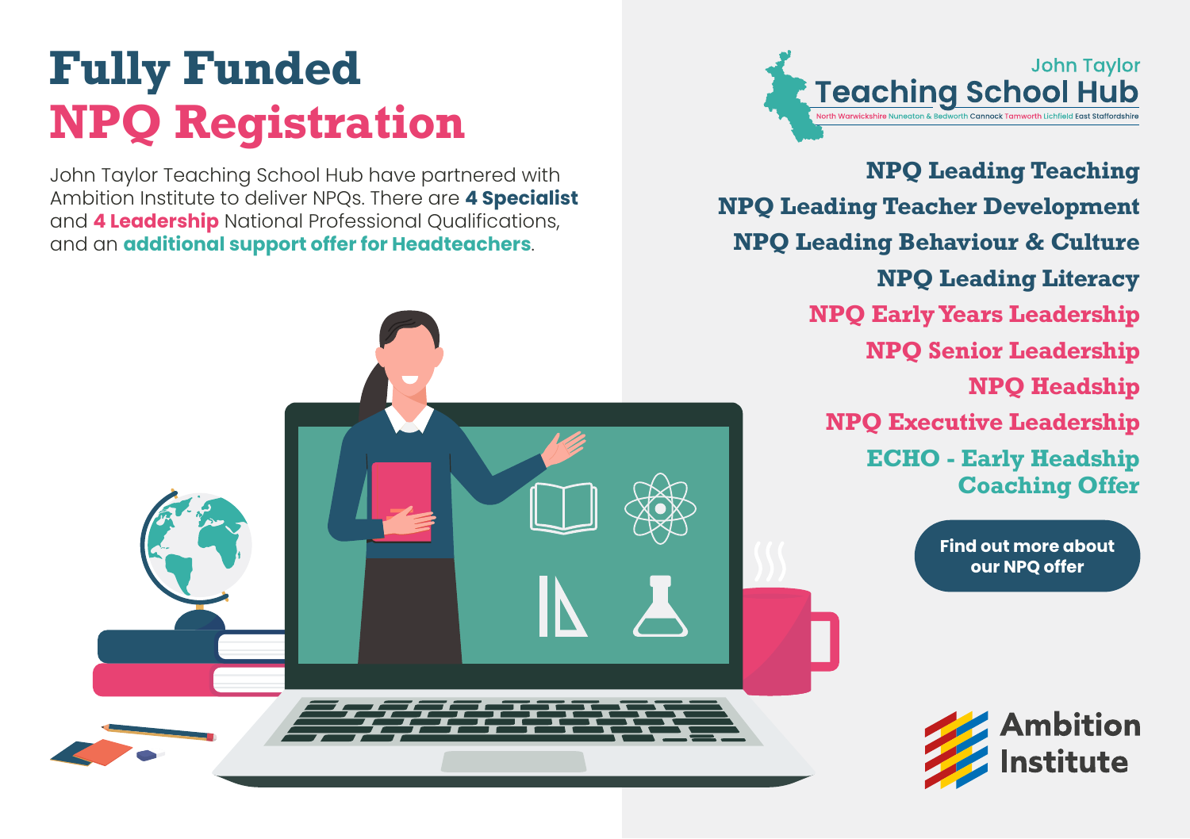# Fully Funded NPQ Registration

John Taylor Teaching School Hub have partnered with Ambition Institute to deliver NPQs. There are **4 Specialist** and **4 Leadership** National Professional Qualifications, and an **additional support offer for Headteachers**.

John Taylor Teaching School Hub

North Warwickshire Nuneaton & Bedworth Cannock Tamworth Lichfield East Staffordshire

**NPQ Leading Teaching**

**NPQ Leading Teacher Development**

**NPQ Leading Behaviour & Culture**

**NPQ Leading Literacy**

**NPQ Early Years Leadership**

**NPQ Senior Leadership**

**NPQ Headship**

**NPQ Executive Leadership**

**ECHO - Early Headship Coaching Offer**

**Find out more about our NPQ offer**

Ambition Institute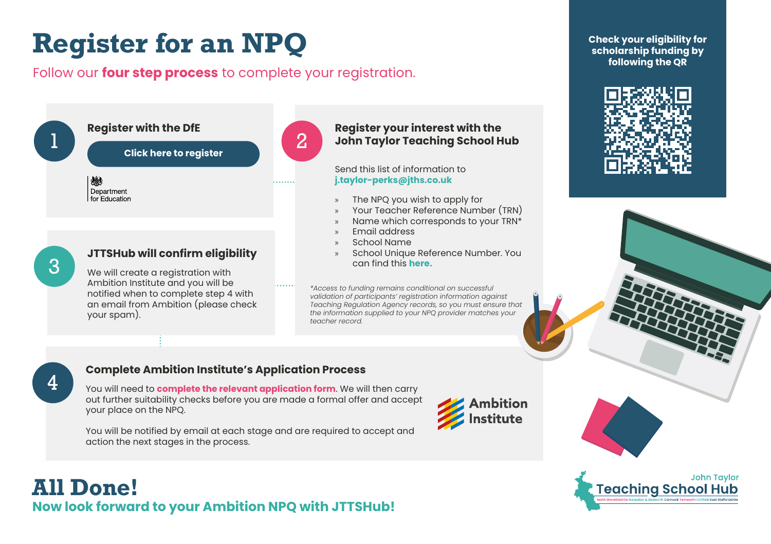# Register for an NPQ

Follow our **four step process** to complete your registration.

## 1 Register with the DfE

**Click here to register**

Department for Education

## 2 Register your interest with the John Taylor Teaching School Hub

Send this list of information to **j.taylor-perks@jths.co.uk**

- The NPQ you wish to apply for
- Your Teacher Reference Number (TRN)
- Name which corresponds to your TRN*
- Email address
- School Name
- School Unique Reference Number. You can find this **here.**

*\*Access to funding remains conditional on successful validation of participants' registration information against Teaching Regulation Agency records, so you must ensure that the information supplied to your NPQ provider matches your teacher record.*

## 3 JTTSHub will confirm eligibility

We will create a registration with Ambition Institute and you will be notified when to complete step 4 with an email from Ambition (please check your spam).

## 4 Complete Ambition Institute's Application Process

You will need to **complete the relevant application form**. We will then carry out further suitability checks before you are made a formal offer and accept your place on the NPQ.

You will be notified by email at each stage and are required to accept and action the next stages in the process.

Ambition Institute

**Check your eligibility for scholarship funding by following the QR**

# All Done!

**Now look forward to your Ambition NPQ with JTTSHub!**

John Taylor Teaching School Hub

North Warwickshire Nuneaton & Bedworth Cannock Tamworth Lichfield East Staffordshire